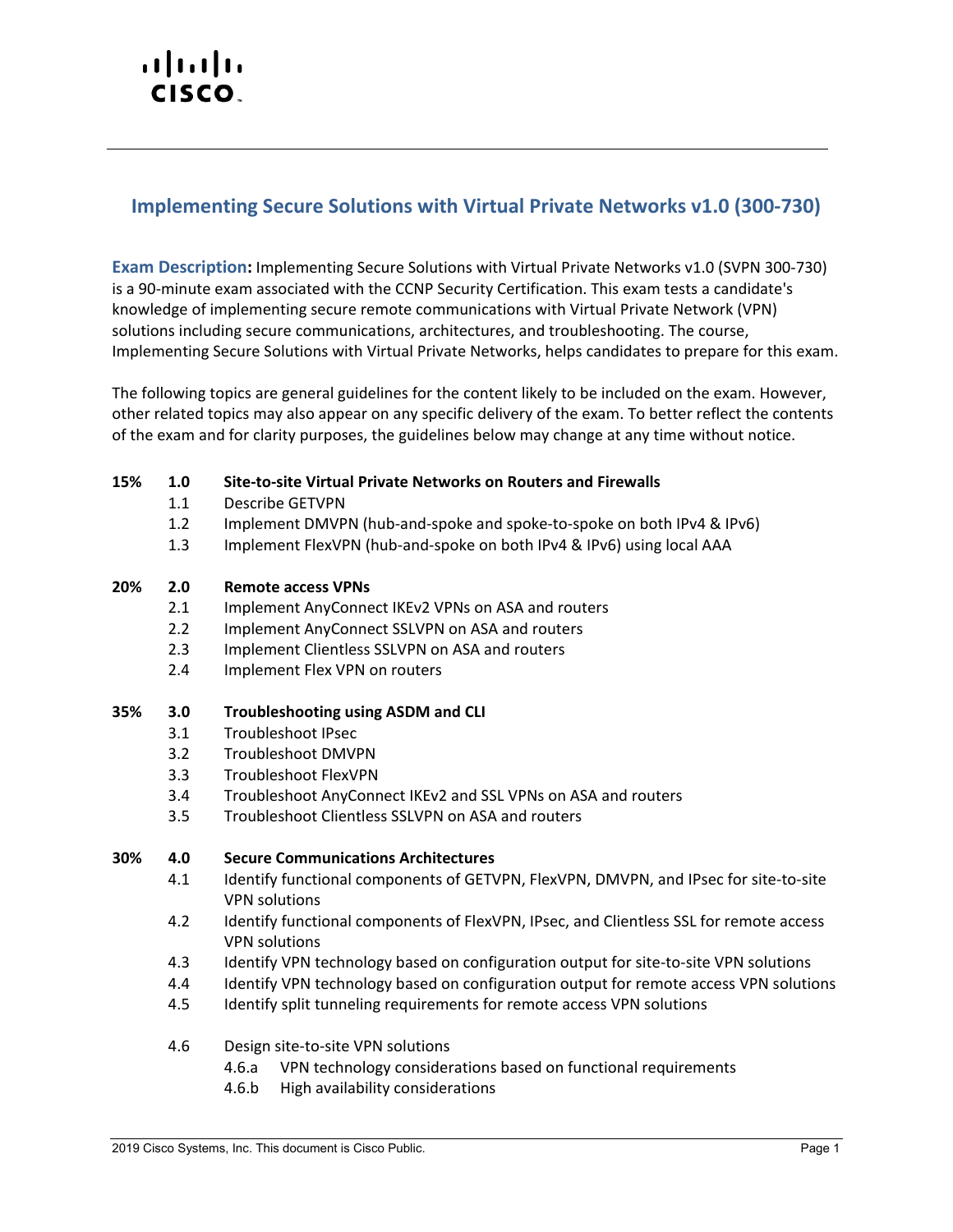# Implementing Secure Solutions with Virtual Private Networks v1.0 (300-730)

**Exam Description:** Implementing Secure Solutions with Virtual Private Networks v1.0 (SVPN 300-730) is a 90-minute exam associated with the CCNP Security Certification. This exam tests a candidate's knowledge of implementing secure remote communications with Virtual Private Network (VPN) solutions including secure communications, architectures, and troubleshooting. The course, Implementing Secure Solutions with Virtual Private Networks, helps candidates to prepare for this exam.

The following topics are general guidelines for the content likely to be included on the exam. However, other related topics may also appear on any specific delivery of the exam. To better reflect the contents of the exam and for clarity purposes, the guidelines below may change at any time without notice.

**15% 1.0 Site-to-site Virtual Private Networks on Routers and Firewalls**

- 1.1 Describe GETVPN
- 1.2 Implement DMVPN (hub-and-spoke and spoke-to-spoke on both IPv4 & IPv6)
- 1.3 Implement FlexVPN (hub-and-spoke on both IPv4 & IPv6) using local AAA

**20% 2.0 Remote access VPNs**

- 2.1 Implement AnyConnect IKEv2 VPNs on ASA and routers
- 2.2 Implement AnyConnect SSLVPN on ASA and routers
- 2.3 Implement Clientless SSLVPN on ASA and routers
- 2.4 Implement Flex VPN on routers

**35% 3.0 Troubleshooting using ASDM and CLI**

- 3.1 Troubleshoot IPsec
- 3.2 Troubleshoot DMVPN
- 3.3 Troubleshoot FlexVPN
- 3.4 Troubleshoot AnyConnect IKEv2 and SSL VPNs on ASA and routers
- 3.5 Troubleshoot Clientless SSLVPN on ASA and routers

**30% 4.0 Secure Communications Architectures**

- 4.1 Identify functional components of GETVPN, FlexVPN, DMVPN, and IPsec for site-to-site VPN solutions
- 4.2 Identify functional components of FlexVPN, IPsec, and Clientless SSL for remote access VPN solutions
- 4.3 Identify VPN technology based on configuration output for site-to-site VPN solutions
- 4.4 Identify VPN technology based on configuration output for remote access VPN solutions
- 4.5 Identify split tunneling requirements for remote access VPN solutions
- 4.6 Design site-to-site VPN solutions
  - 4.6.a VPN technology considerations based on functional requirements
  - 4.6.b High availability considerations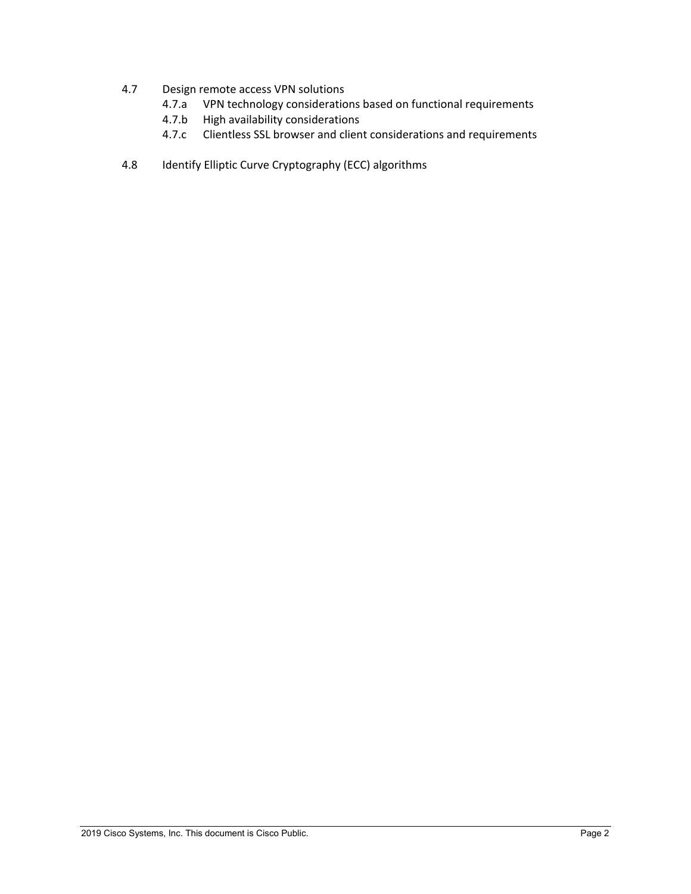- 4.7 Design remote access VPN solutions
  - 4.7.a VPN technology considerations based on functional requirements
  - 4.7.b High availability considerations
  - 4.7.c Clientless SSL browser and client considerations and requirements
- 4.8 Identify Elliptic Curve Cryptography (ECC) algorithms